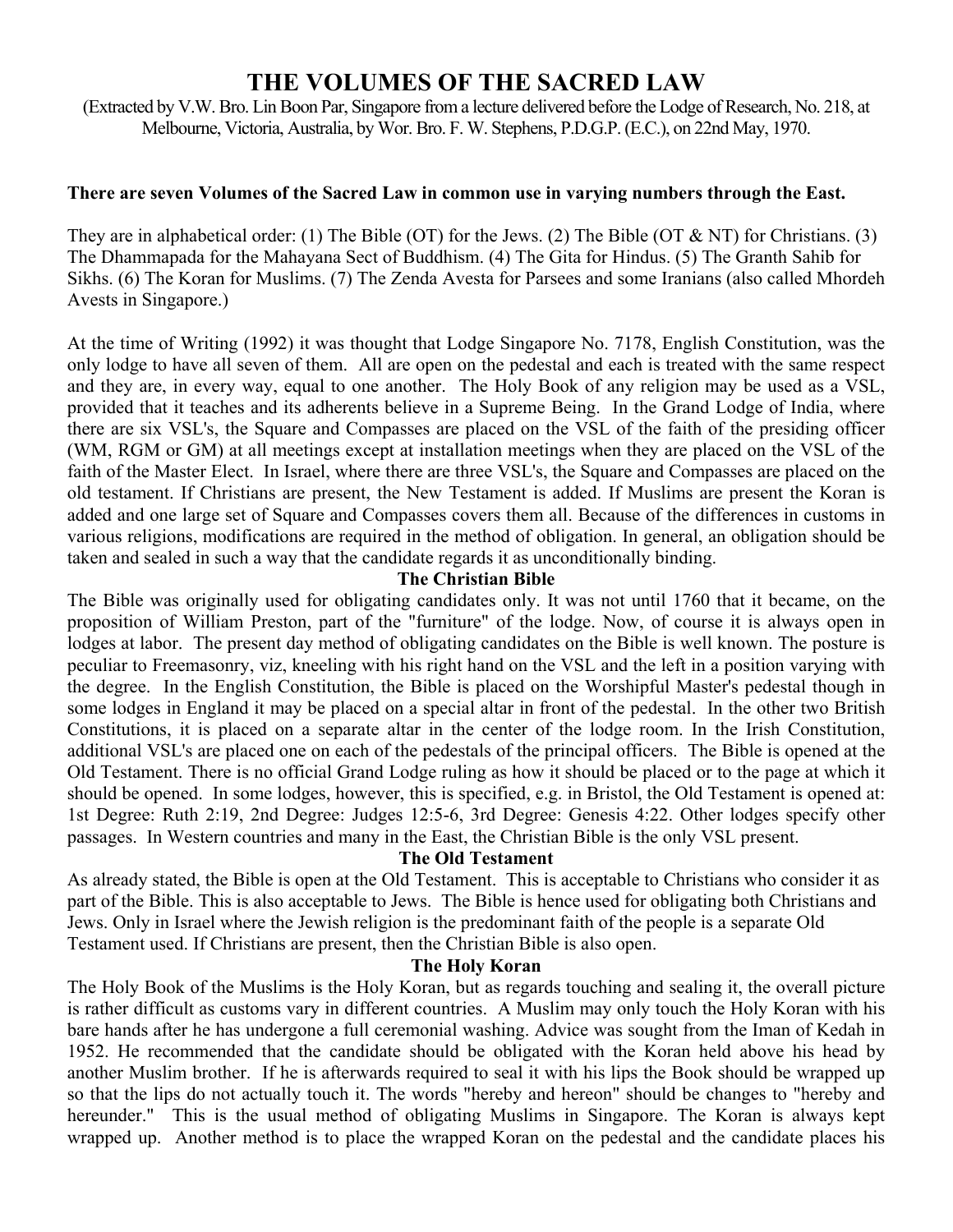# THE VOLUMES OF THE SACRED LAW

(Extracted by V.W. Bro. Lin Boon Par, Singapore from a lecture delivered before the Lodge of Research, No. 218, at Melbourne, Victoria, Australia, by Wor. Bro. F. W. Stephens, P.D.G.P. (E.C.), on 22nd May, 1970.

**There are seven Volumes of the Sacred Law in common use in varying numbers through the East.**

They are in alphabetical order: (1) The Bible (OT) for the Jews. (2) The Bible (OT & NT) for Christians. (3) The Dhammapada for the Mahayana Sect of Buddhism. (4) The Gita for Hindus. (5) The Granth Sahib for Sikhs. (6) The Koran for Muslims. (7) The Zenda Avesta for Parsees and some Iranians (also called Mhordeh Avests in Singapore.)

At the time of Writing (1992) it was thought that Lodge Singapore No. 7178, English Constitution, was the only lodge to have all seven of them. All are open on the pedestal and each is treated with the same respect and they are, in every way, equal to one another. The Holy Book of any religion may be used as a VSL, provided that it teaches and its adherents believe in a Supreme Being. In the Grand Lodge of India, where there are six VSL's, the Square and Compasses are placed on the VSL of the faith of the presiding officer (WM, RGM or GM) at all meetings except at installation meetings when they are placed on the VSL of the faith of the Master Elect. In Israel, where there are three VSL's, the Square and Compasses are placed on the old testament. If Christians are present, the New Testament is added. If Muslims are present the Koran is added and one large set of Square and Compasses covers them all. Because of the differences in customs in various religions, modifications are required in the method of obligation. In general, an obligation should be taken and sealed in such a way that the candidate regards it as unconditionally binding.

### The Christian Bible

The Bible was originally used for obligating candidates only. It was not until 1760 that it became, on the proposition of William Preston, part of the "furniture" of the lodge. Now, of course it is always open in lodges at labor. The present day method of obligating candidates on the Bible is well known. The posture is peculiar to Freemasonry, viz, kneeling with his right hand on the VSL and the left in a position varying with the degree. In the English Constitution, the Bible is placed on the Worshipful Master's pedestal though in some lodges in England it may be placed on a special altar in front of the pedestal. In the other two British Constitutions, it is placed on a separate altar in the center of the lodge room. In the Irish Constitution, additional VSL's are placed one on each of the pedestals of the principal officers. The Bible is opened at the Old Testament. There is no official Grand Lodge ruling as how it should be placed or to the page at which it should be opened. In some lodges, however, this is specified, e.g. in Bristol, the Old Testament is opened at: 1st Degree: Ruth 2:19, 2nd Degree: Judges 12:5-6, 3rd Degree: Genesis 4:22. Other lodges specify other passages. In Western countries and many in the East, the Christian Bible is the only VSL present.

### The Old Testament

As already stated, the Bible is open at the Old Testament. This is acceptable to Christians who consider it as part of the Bible. This is also acceptable to Jews. The Bible is hence used for obligating both Christians and Jews. Only in Israel where the Jewish religion is the predominant faith of the people is a separate Old Testament used. If Christians are present, then the Christian Bible is also open.

### The Holy Koran

The Holy Book of the Muslims is the Holy Koran, but as regards touching and sealing it, the overall picture is rather difficult as customs vary in different countries. A Muslim may only touch the Holy Koran with his bare hands after he has undergone a full ceremonial washing. Advice was sought from the Iman of Kedah in 1952. He recommended that the candidate should be obligated with the Koran held above his head by another Muslim brother. If he is afterwards required to seal it with his lips the Book should be wrapped up so that the lips do not actually touch it. The words "hereby and hereon" should be changes to "hereby and hereunder." This is the usual method of obligating Muslims in Singapore. The Koran is always kept wrapped up. Another method is to place the wrapped Koran on the pedestal and the candidate places his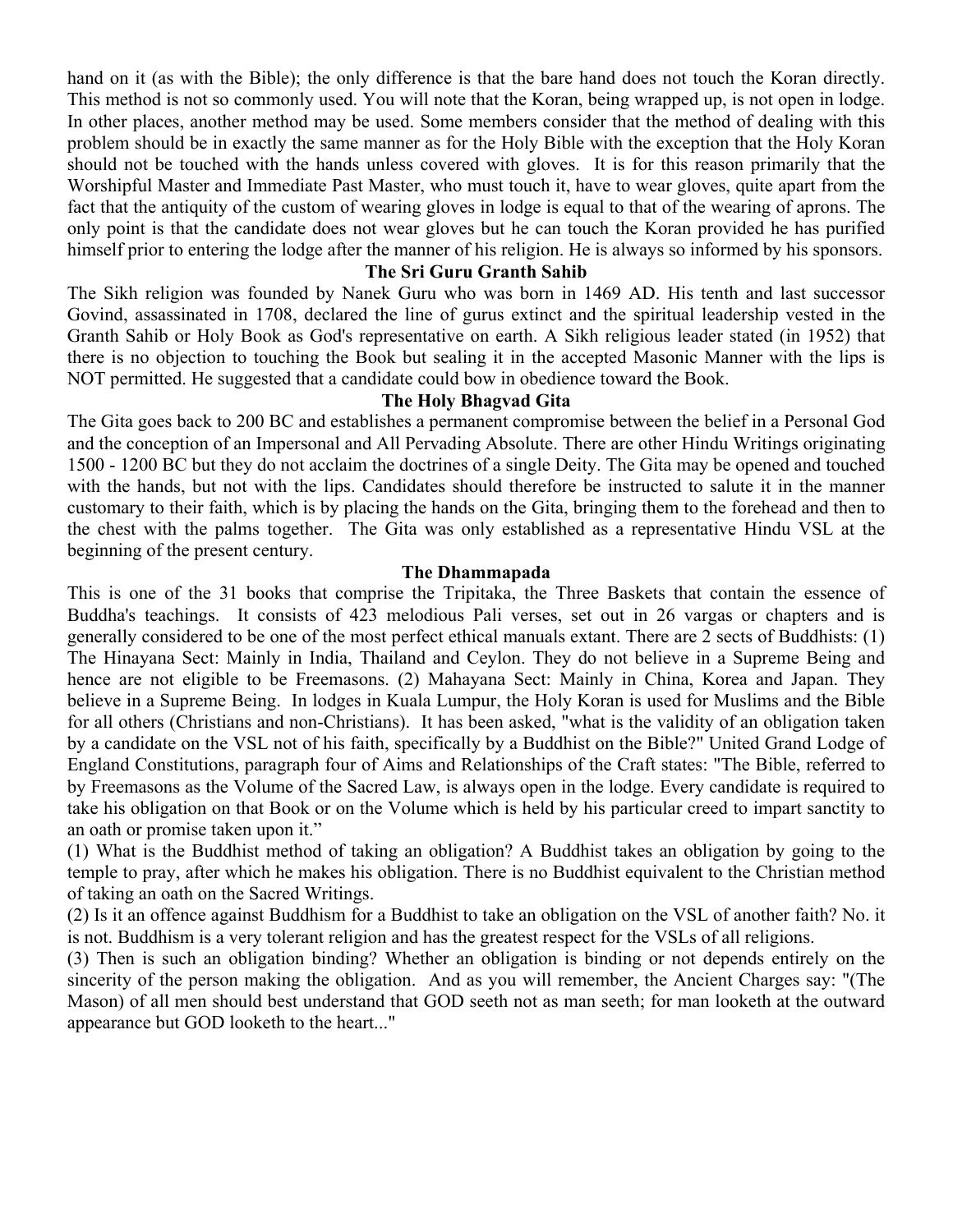hand on it (as with the Bible); the only difference is that the bare hand does not touch the Koran directly. This method is not so commonly used. You will note that the Koran, being wrapped up, is not open in lodge. In other places, another method may be used. Some members consider that the method of dealing with this problem should be in exactly the same manner as for the Holy Bible with the exception that the Holy Koran should not be touched with the hands unless covered with gloves. It is for this reason primarily that the Worshipful Master and Immediate Past Master, who must touch it, have to wear gloves, quite apart from the fact that the antiquity of the custom of wearing gloves in lodge is equal to that of the wearing of aprons. The only point is that the candidate does not wear gloves but he can touch the Koran provided he has purified himself prior to entering the lodge after the manner of his religion. He is always so informed by his sponsors.

### The Sri Guru Granth Sahib

The Sikh religion was founded by Nanek Guru who was born in 1469 AD. His tenth and last successor Govind, assassinated in 1708, declared the line of gurus extinct and the spiritual leadership vested in the Granth Sahib or Holy Book as God's representative on earth. A Sikh religious leader stated (in 1952) that there is no objection to touching the Book but sealing it in the accepted Masonic Manner with the lips is NOT permitted. He suggested that a candidate could bow in obedience toward the Book.

### The Holy Bhagvad Gita

The Gita goes back to 200 BC and establishes a permanent compromise between the belief in a Personal God and the conception of an Impersonal and All Pervading Absolute. There are other Hindu Writings originating 1500 - 1200 BC but they do not acclaim the doctrines of a single Deity. The Gita may be opened and touched with the hands, but not with the lips. Candidates should therefore be instructed to salute it in the manner customary to their faith, which is by placing the hands on the Gita, bringing them to the forehead and then to the chest with the palms together. The Gita was only established as a representative Hindu VSL at the beginning of the present century.

### The Dhammapada

This is one of the 31 books that comprise the Tripitaka, the Three Baskets that contain the essence of Buddha's teachings. It consists of 423 melodious Pali verses, set out in 26 vargas or chapters and is generally considered to be one of the most perfect ethical manuals extant. There are 2 sects of Buddhists: (1) The Hinayana Sect: Mainly in India, Thailand and Ceylon. They do not believe in a Supreme Being and hence are not eligible to be Freemasons. (2) Mahayana Sect: Mainly in China, Korea and Japan. They believe in a Supreme Being. In lodges in Kuala Lumpur, the Holy Koran is used for Muslims and the Bible for all others (Christians and non-Christians). It has been asked, "what is the validity of an obligation taken by a candidate on the VSL not of his faith, specifically by a Buddhist on the Bible?" United Grand Lodge of England Constitutions, paragraph four of Aims and Relationships of the Craft states: "The Bible, referred to by Freemasons as the Volume of the Sacred Law, is always open in the lodge. Every candidate is required to take his obligation on that Book or on the Volume which is held by his particular creed to impart sanctity to an oath or promise taken upon it."

(1) What is the Buddhist method of taking an obligation? A Buddhist takes an obligation by going to the temple to pray, after which he makes his obligation. There is no Buddhist equivalent to the Christian method of taking an oath on the Sacred Writings.

(2) Is it an offence against Buddhism for a Buddhist to take an obligation on the VSL of another faith? No. it is not. Buddhism is a very tolerant religion and has the greatest respect for the VSLs of all religions.

(3) Then is such an obligation binding? Whether an obligation is binding or not depends entirely on the sincerity of the person making the obligation. And as you will remember, the Ancient Charges say: "(The Mason) of all men should best understand that GOD seeth not as man seeth; for man looketh at the outward appearance but GOD looketh to the heart..."